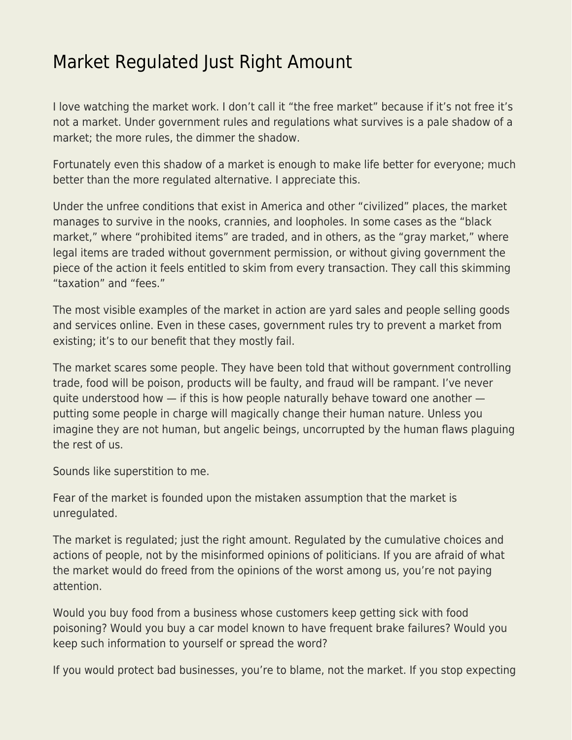# Market Regulated Just Right Amount

I love watching the market work. I don't call it "the free market" because if it's not free it's not a market. Under government rules and regulations what survives is a pale shadow of a market; the more rules, the dimmer the shadow.

Fortunately even this shadow of a market is enough to make life better for everyone; much better than the more regulated alternative. I appreciate this.

Under the unfree conditions that exist in America and other "civilized" places, the market manages to survive in the nooks, crannies, and loopholes. In some cases as the "black market," where "prohibited items" are traded, and in others, as the "gray market," where legal items are traded without government permission, or without giving government the piece of the action it feels entitled to skim from every transaction. They call this skimming "taxation" and "fees."

The most visible examples of the market in action are yard sales and people selling goods and services online. Even in these cases, government rules try to prevent a market from existing; it's to our benefit that they mostly fail.

The market scares some people. They have been told that without government controlling trade, food will be poison, products will be faulty, and fraud will be rampant. I've never quite understood how — if this is how people naturally behave toward one another — putting some people in charge will magically change their human nature. Unless you imagine they are not human, but angelic beings, uncorrupted by the human flaws plaguing the rest of us.

Sounds like superstition to me.

Fear of the market is founded upon the mistaken assumption that the market is unregulated.

The market is regulated; just the right amount. Regulated by the cumulative choices and actions of people, not by the misinformed opinions of politicians. If you are afraid of what the market would do freed from the opinions of the worst among us, you're not paying attention.

Would you buy food from a business whose customers keep getting sick with food poisoning? Would you buy a car model known to have frequent brake failures? Would you keep such information to yourself or spread the word?

If you would protect bad businesses, you're to blame, not the market. If you stop expecting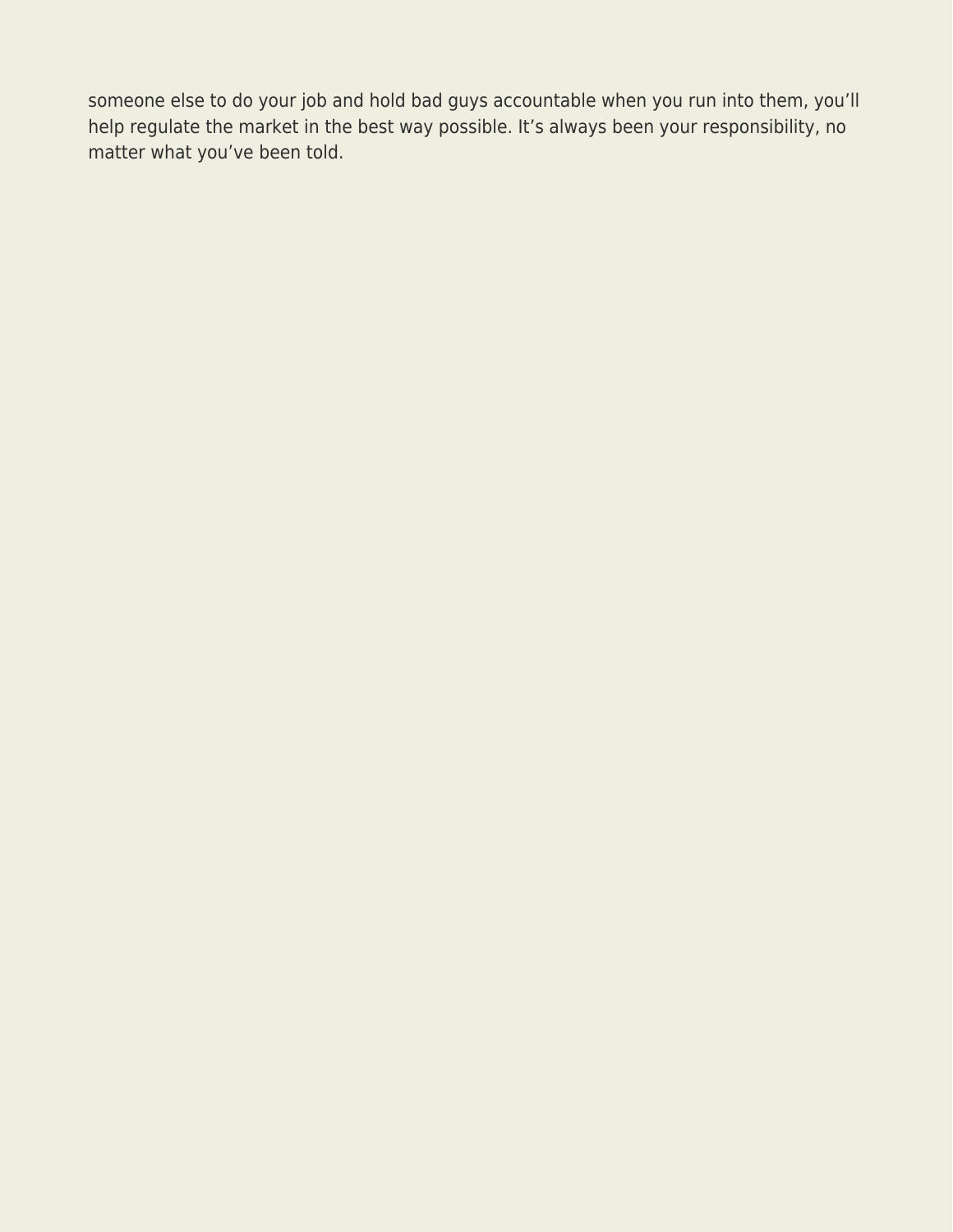someone else to do your job and hold bad guys accountable when you run into them, you'll help regulate the market in the best way possible. It's always been your responsibility, no matter what you've been told.